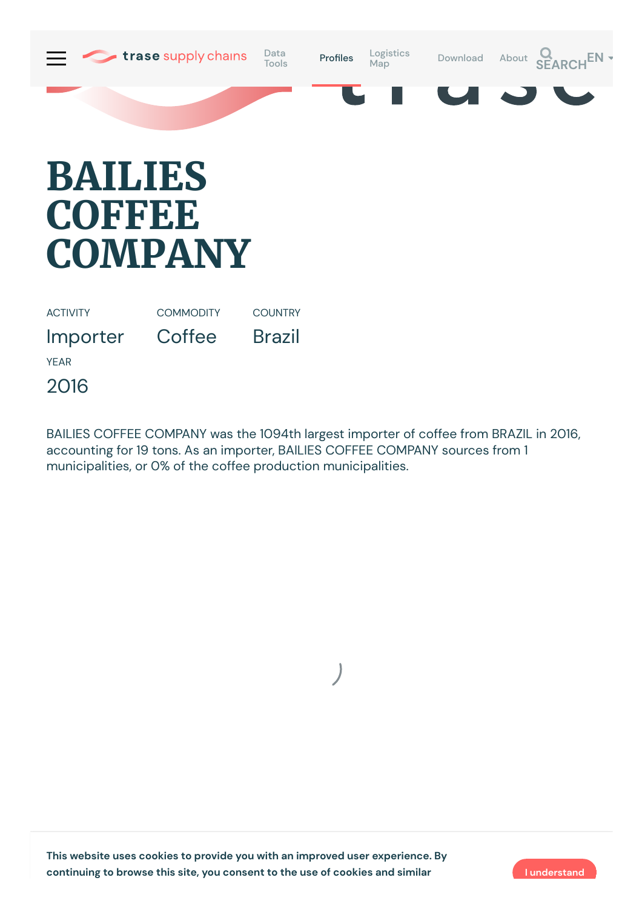trase supply chains

Data Tools | Profiles | Logistics Map | Download | About | SEARCH | EN

# BAILIES COFFEE COMPANY

ACTIVITY
Importer

COMMODITY
Coffee

COUNTRY
Brazil

YEAR
2016

BAILIES COFFEE COMPANY was the 1094th largest importer of coffee from BRAZIL in 2016, accounting for 19 tons. As an importer, BAILIES COFFEE COMPANY sources from 1 municipalities, or 0% of the coffee production municipalities.

This website uses cookies to provide you with an improved user experience. By continuing to browse this site, you consent to the use of cookies and similar

I understand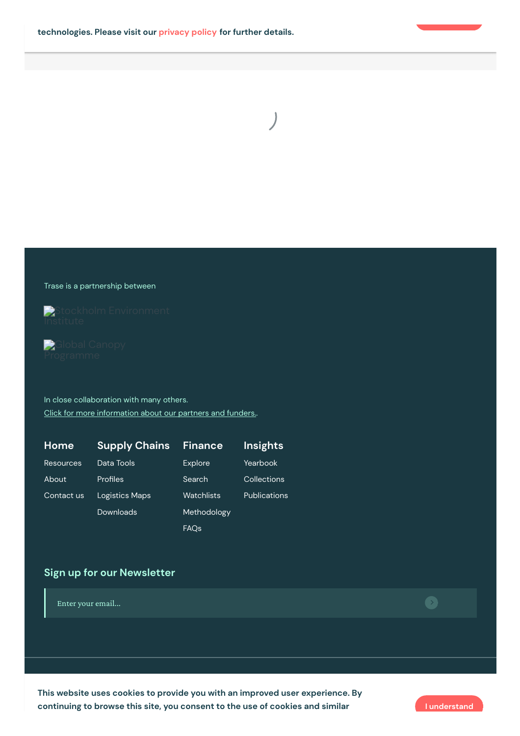technologies. Please visit our privacy policy for further details.

Trase is a partnership between

Stockholm Environment Institute

Global Canopy Programme

In close collaboration with many others.
Click for more information about our partners and funders.

**Home**
- Resources
- About
- Contact us

**Supply Chains**
- Data Tools
- Profiles
- Logistics Maps
- Downloads

**Finance**
- Explore
- Search
- Watchlists
- Methodology
- FAQs

**Insights**
- Yearbook
- Collections
- Publications

## Sign up for our Newsletter

Enter your email...

This website uses cookies to provide you with an improved user experience. By continuing to browse this site, you consent to the use of cookies and similar

I understand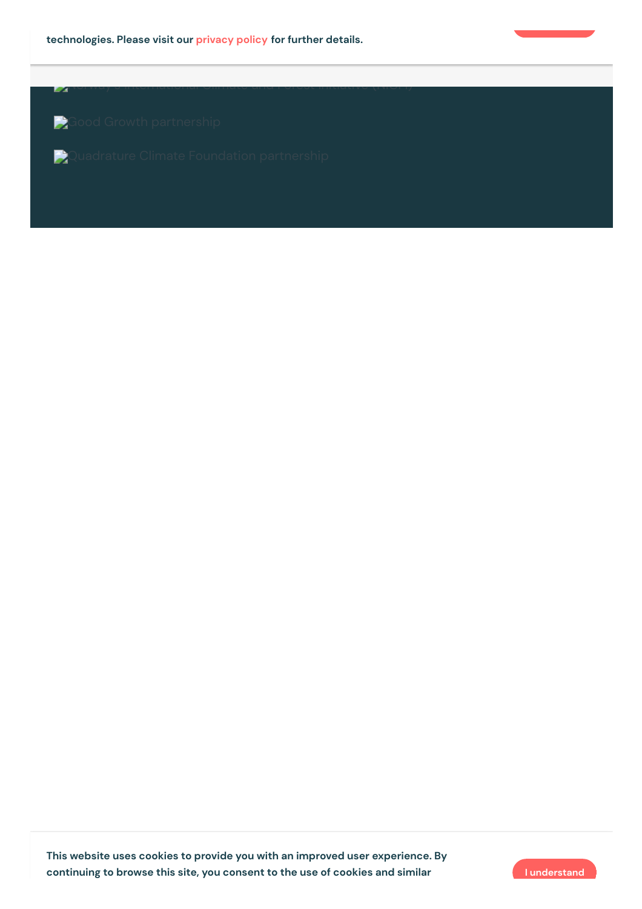technologies. Please visit our privacy policy for further details.

Norway's International Climate and Forest Initiative (NICFI)

Good Growth partnership

Quadrature Climate Foundation partnership

This website uses cookies to provide you with an improved user experience. By continuing to browse this site, you consent to the use of cookies and similar

I understand